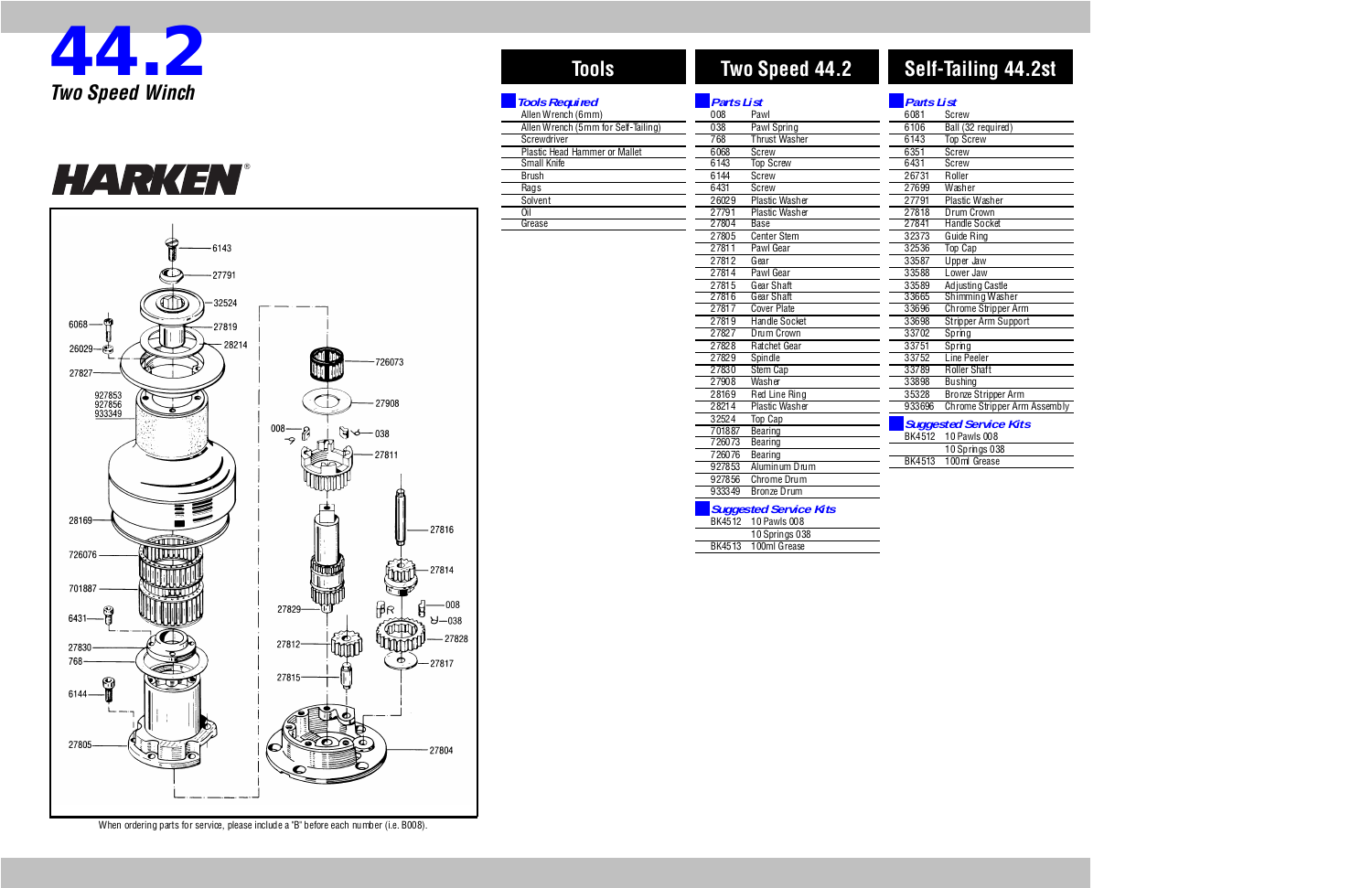# 44.2

*Two Speed Winch*

HARKEN®

When ordering parts for service, please include a "B" before each number (i.e. B008).

## Tools

### *Tools Required*

- Allen Wrench (6mm)
- Allen Wrench (5mm for Self-Tailing)
- Screwdriver
- Plastic Head Hammer or Mallet
- Small Knife
- Brush
- Rags
- Solvent
- Oil
- Grease

## Two Speed 44.2

### *Parts List*

| | |
|---|---|
| 008 | Pawl |
| 038 | Pawl Spring |
| 768 | Thrust Washer |
| 6068 | Screw |
| 6143 | Top Screw |
| 6144 | Screw |
| 6431 | Screw |
| 26029 | Plastic Washer |
| 27791 | Plastic Washer |
| 27804 | Base |
| 27805 | Center Stem |
| 27811 | Pawl Gear |
| 27812 | Gear |
| 27814 | Pawl Gear |
| 27815 | Gear Shaft |
| 27816 | Gear Shaft |
| 27817 | Cover Plate |
| 27819 | Handle Socket |
| 27827 | Drum Crown |
| 27828 | Ratchet Gear |
| 27829 | Spindle |
| 27830 | Stem Cap |
| 27908 | Washer |
| 28169 | Red Line Ring |
| 28214 | Plastic Washer |
| 32524 | Top Cap |
| 701887 | Bearing |
| 726073 | Bearing |
| 726076 | Bearing |
| 927853 | Aluminum Drum |
| 927856 | Chrome Drum |
| 933349 | Bronze Drum |

### *Suggested Service Kits*

| | |
|---|---|
| BK4512 | 10 Pawls 008 |
| | 10 Springs 038 |
| BK4513 | 100ml Grease |

## Self-Tailing 44.2st

### *Parts List*

| | |
|---|---|
| 6081 | Screw |
| 6106 | Ball (32 required) |
| 6143 | Top Screw |
| 6351 | Screw |
| 6431 | Screw |
| 26731 | Roller |
| 27699 | Washer |
| 27791 | Plastic Washer |
| 27818 | Drum Crown |
| 27841 | Handle Socket |
| 32373 | Guide Ring |
| 32536 | Top Cap |
| 33587 | Upper Jaw |
| 33588 | Lower Jaw |
| 33589 | Adjusting Castle |
| 33665 | Shimming Washer |
| 33696 | Chrome Stripper Arm |
| 33698 | Stripper Arm Support |
| 33702 | Spring |
| 33751 | Spring |
| 33752 | Line Peeler |
| 33789 | Roller Shaft |
| 33898 | Bushing |
| 35328 | Bronze Stripper Arm |
| 933696 | Chrome Stripper Arm Assembly |

### *Suggested Service Kits*

| | |
|---|---|
| BK4512 | 10 Pawls 008 |
| | 10 Springs 038 |
| BK4513 | 100ml Grease |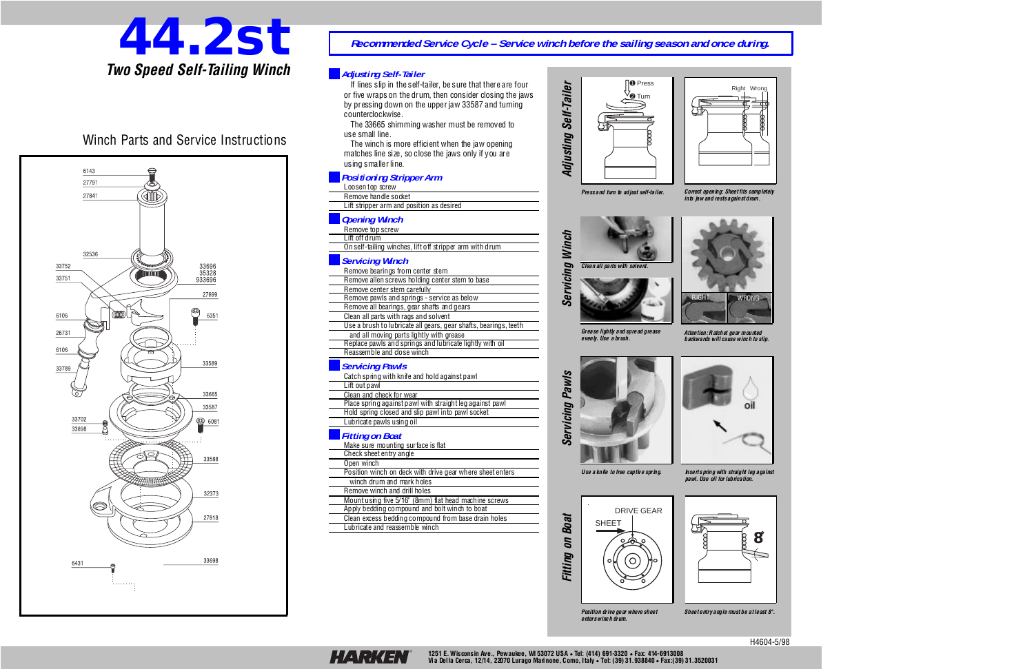# 44.2st

## Two Speed Self-Tailing Winch

### Winch Parts and Service Instructions

6143
27791
27841
32536
33752
33751
33696
35328
933696
27699
6106
6351
26731
6106
33589
33789
33665
33587
33702
33898
6081
33588
32373
27818
6431
33698

**Recommended Service Cycle – Service winch before the sailing season and once during.**

### Adjusting Self-Tailer

If lines slip in the self-tailer, be sure that there are four or five wraps on the drum, then consider closing the jaws by pressing down on the upper jaw 33587 and turning counterclockwise.

The 33665 shimming washer must be removed to use small line.

The winch is more efficient when the jaw opening matches line size, so close the jaws only if you are using smaller line.

### Positioning Stripper Arm

- Loosen top screw
- Remove handle socket
- Lift stripper arm and position as desired

### Opening Winch

- Remove top screw
- Lift off drum
- On self-tailing winches, lift off stripper arm with drum

### Servicing Winch

- Remove bearings from center stem
- Remove allen screws holding center stem to base
- Remove center stem carefully
- Remove pawls and springs - service as below
- Remove all bearings, gear shafts and gears
- Clean all parts with rags and solvent
- Use a brush to lubricate all gears, gear shafts, bearings, teeth and all moving parts lightly with grease
- Replace pawls and springs and lubricate lightly with oil
- Reassemble and close winch

### Servicing Pawls

- Catch spring with knife and hold against pawl
- Lift out pawl
- Clean and check for wear
- Place spring against pawl with straight leg against pawl
- Hold spring closed and slip pawl into pawl socket
- Lubricate pawls using oil

### Fitting on Boat

- Make sure mounting surface is flat
- Check sheet entry angle
- Open winch
- Position winch on deck with drive gear where sheet enters winch drum and mark holes
- Remove winch and drill holes
- Mount using five 5/16" (8mm) flat head machine screws
- Apply bedding compound and bolt winch to boat
- Clean excess bedding compound from base drain holes
- Lubricate and reassemble winch

### Adjusting Self-Tailer

❶ Press
❷ Turn

Press and turn to adjust self-tailer.

Right Wrong

Correct opening: Sheet fits completely into jaw and rests against drum.

### Servicing Winch

Clean all parts with solvent.

Grease lightly and spread grease evenly. Use a brush.

RIGHT WRONG

Attention: Ratchet gear mounted backwards will cause winch to slip.

### Servicing Pawls

Use a knife to free captive spring.

oil

Insert spring with straight leg against pawl. Use oil for lubrication.

### Fitting on Boat

DRIVE GEAR
SHEET

Position drive gear where sheet enters winch drum.

8°

Sheet entry angle must be at least 8°.

H4604-5/98

HARKEN®
1251 E. Wisconsin Ave., Pewaukee, WI 53072 USA • Tel: (414) 691-3320 • Fax: 414-6913008
Via Della Cerca, 12/14, 22070 Lurago Marinone, Como, Italy • Tel: (39) 31.938840 • Fax:(39) 31.3520031